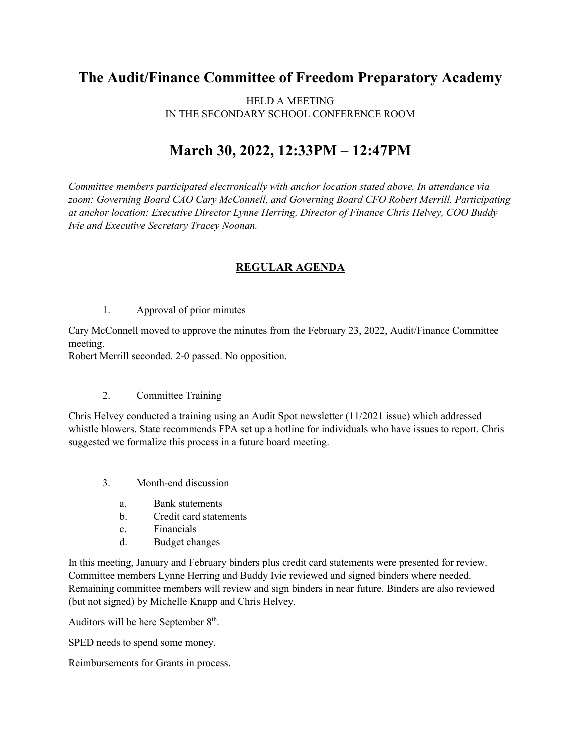# The Audit/Finance Committee of Freedom Preparatory Academy

HELD A MEETING
IN THE SECONDARY SCHOOL CONFERENCE ROOM

# March 30, 2022, 12:33PM – 12:47PM

*Committee members participated electronically with anchor location stated above. In attendance via zoom: Governing Board CAO Cary McConnell, and Governing Board CFO Robert Merrill. Participating at anchor location: Executive Director Lynne Herring, Director of Finance Chris Helvey, COO Buddy Ivie and Executive Secretary Tracey Noonan.*

## REGULAR AGENDA

1. Approval of prior minutes

Cary McConnell moved to approve the minutes from the February 23, 2022, Audit/Finance Committee meeting.
Robert Merrill seconded. 2-0 passed. No opposition.

2. Committee Training

Chris Helvey conducted a training using an Audit Spot newsletter (11/2021 issue) which addressed whistle blowers. State recommends FPA set up a hotline for individuals who have issues to report. Chris suggested we formalize this process in a future board meeting.

3. Month-end discussion
   a. Bank statements
   b. Credit card statements
   c. Financials
   d. Budget changes

In this meeting, January and February binders plus credit card statements were presented for review. Committee members Lynne Herring and Buddy Ivie reviewed and signed binders where needed. Remaining committee members will review and sign binders in near future. Binders are also reviewed (but not signed) by Michelle Knapp and Chris Helvey.

Auditors will be here September 8th.

SPED needs to spend some money.

Reimbursements for Grants in process.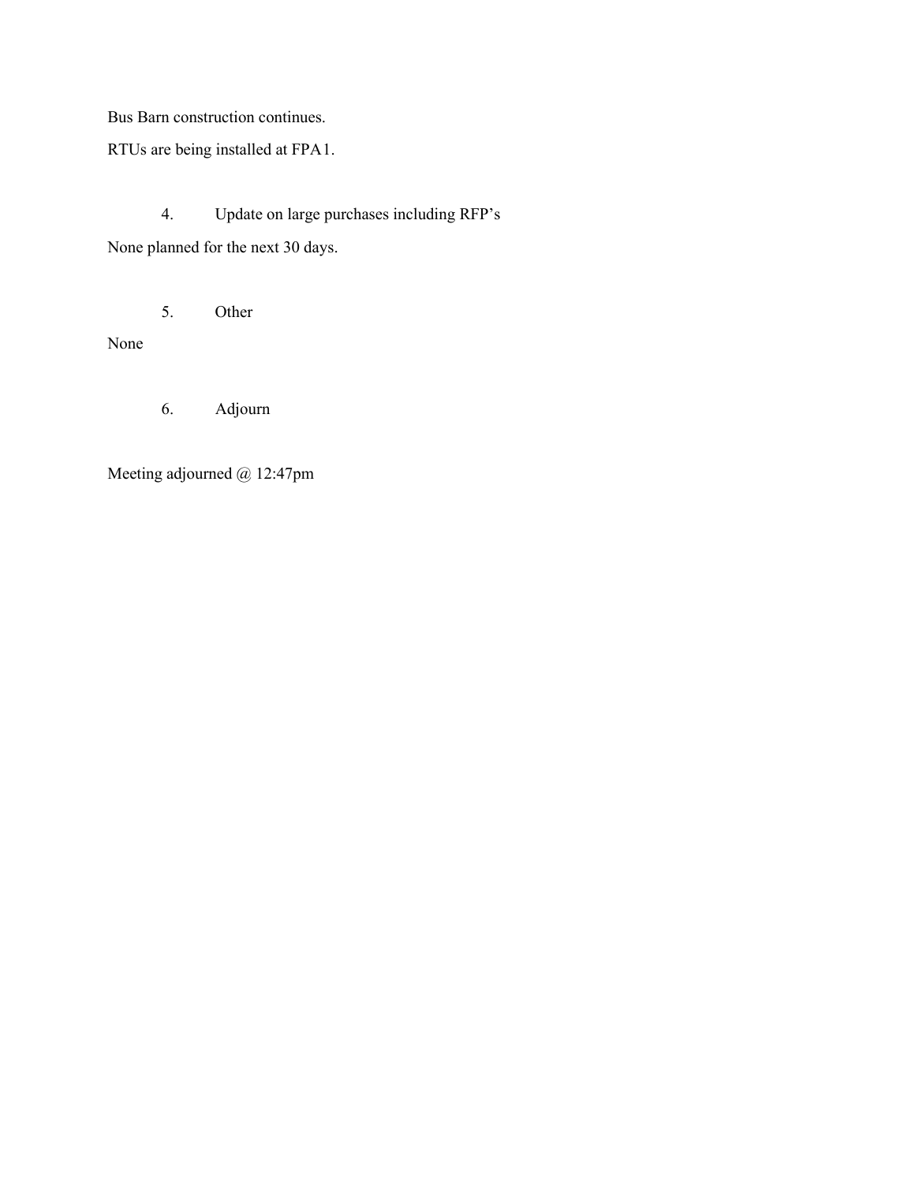Bus Barn construction continues.

RTUs are being installed at FPA1.

4. Update on large purchases including RFP's

None planned for the next 30 days.

5. Other

None

6. Adjourn

Meeting adjourned @ 12:47pm